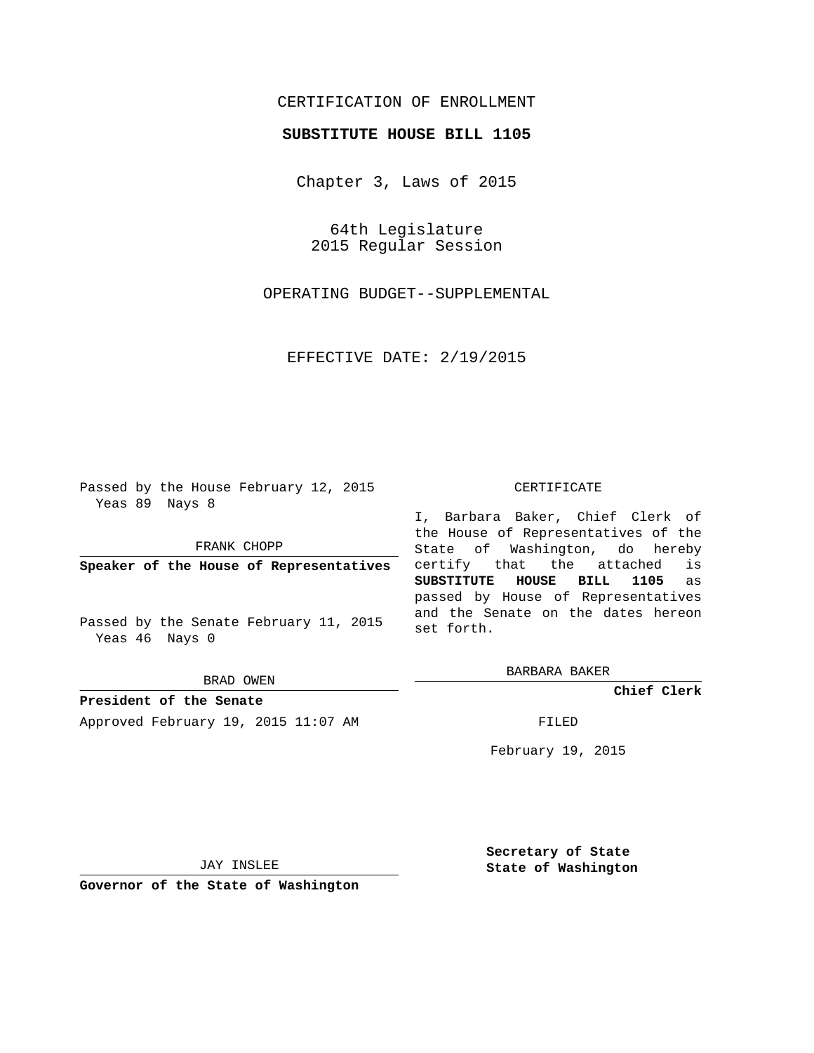CERTIFICATION OF ENROLLMENT

**SUBSTITUTE HOUSE BILL 1105**

Chapter 3, Laws of 2015

64th Legislature
2015 Regular Session

OPERATING BUDGET--SUPPLEMENTAL

EFFECTIVE DATE: 2/19/2015

Passed by the House February 12, 2015
Yeas 89 Nays 8

FRANK CHOPP

**Speaker of the House of Representatives**

Passed by the Senate February 11, 2015
Yeas 46 Nays 0

BRAD OWEN

**President of the Senate**

Approved February 19, 2015 11:07 AM

JAY INSLEE

**Governor of the State of Washington**

CERTIFICATE

I, Barbara Baker, Chief Clerk of the House of Representatives of the State of Washington, do hereby certify that the attached is **SUBSTITUTE HOUSE BILL 1105** as passed by House of Representatives and the Senate on the dates hereon set forth.

BARBARA BAKER

**Chief Clerk**

FILED

February 19, 2015

**Secretary of State**
**State of Washington**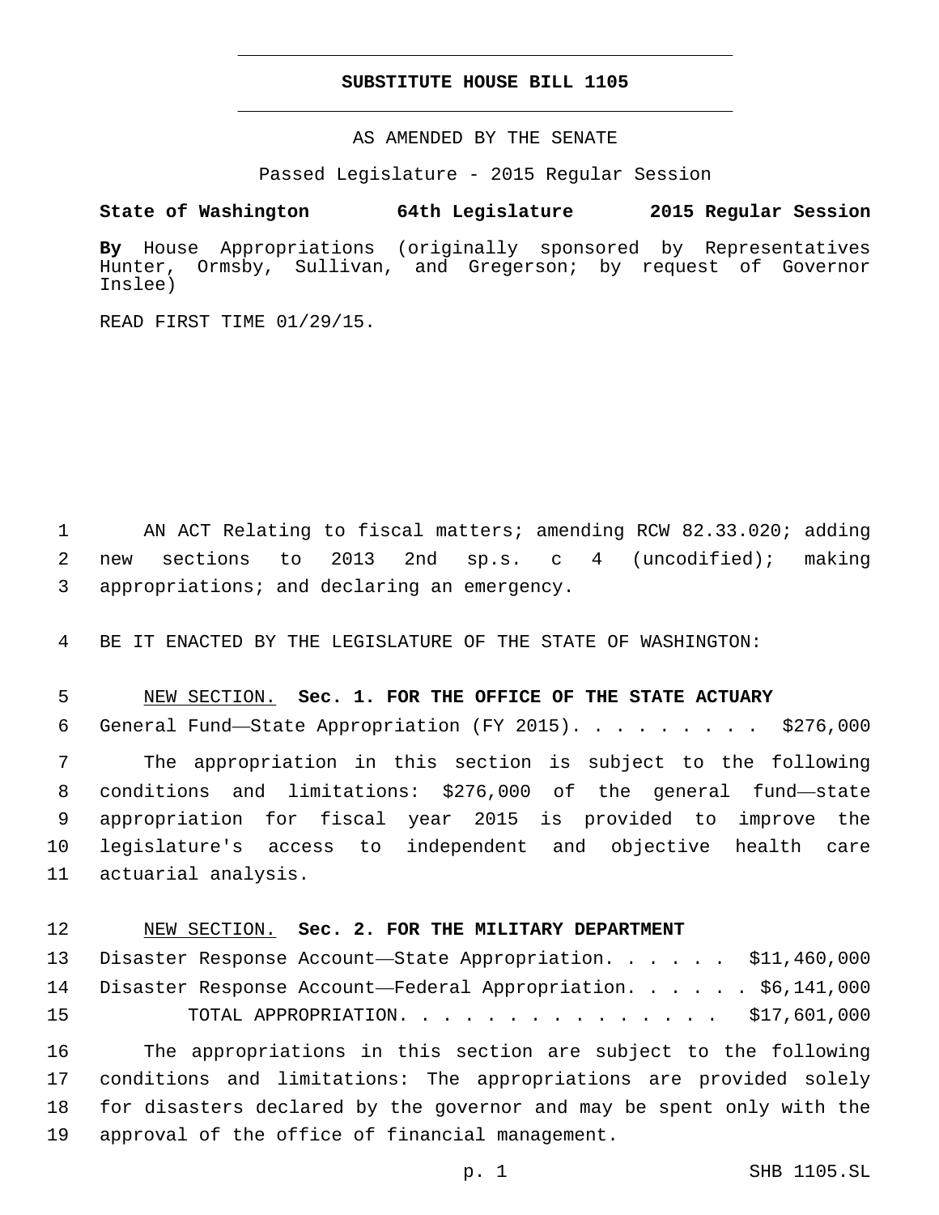# SUBSTITUTE HOUSE BILL 1105

AS AMENDED BY THE SENATE

Passed Legislature - 2015 Regular Session

**State of Washington 64th Legislature 2015 Regular Session**

**By** House Appropriations (originally sponsored by Representatives Hunter, Ormsby, Sullivan, and Gregerson; by request of Governor Inslee)

READ FIRST TIME 01/29/15.

AN ACT Relating to fiscal matters; amending RCW 82.33.020; adding new sections to 2013 2nd sp.s. c 4 (uncodified); making appropriations; and declaring an emergency.

BE IT ENACTED BY THE LEGISLATURE OF THE STATE OF WASHINGTON:

NEW SECTION. **Sec. 1. FOR THE OFFICE OF THE STATE ACTUARY**

General Fund—State Appropriation (FY 2015). . . . . . . . . $276,000

The appropriation in this section is subject to the following conditions and limitations: $276,000 of the general fund—state appropriation for fiscal year 2015 is provided to improve the legislature's access to independent and objective health care actuarial analysis.

NEW SECTION. **Sec. 2. FOR THE MILITARY DEPARTMENT**

Disaster Response Account—State Appropriation. . . . . . $11,460,000

Disaster Response Account—Federal Appropriation. . . . . . $6,141,000

TOTAL APPROPRIATION. . . . . . . . . . . . . . . . $17,601,000

The appropriations in this section are subject to the following conditions and limitations: The appropriations are provided solely for disasters declared by the governor and may be spent only with the approval of the office of financial management.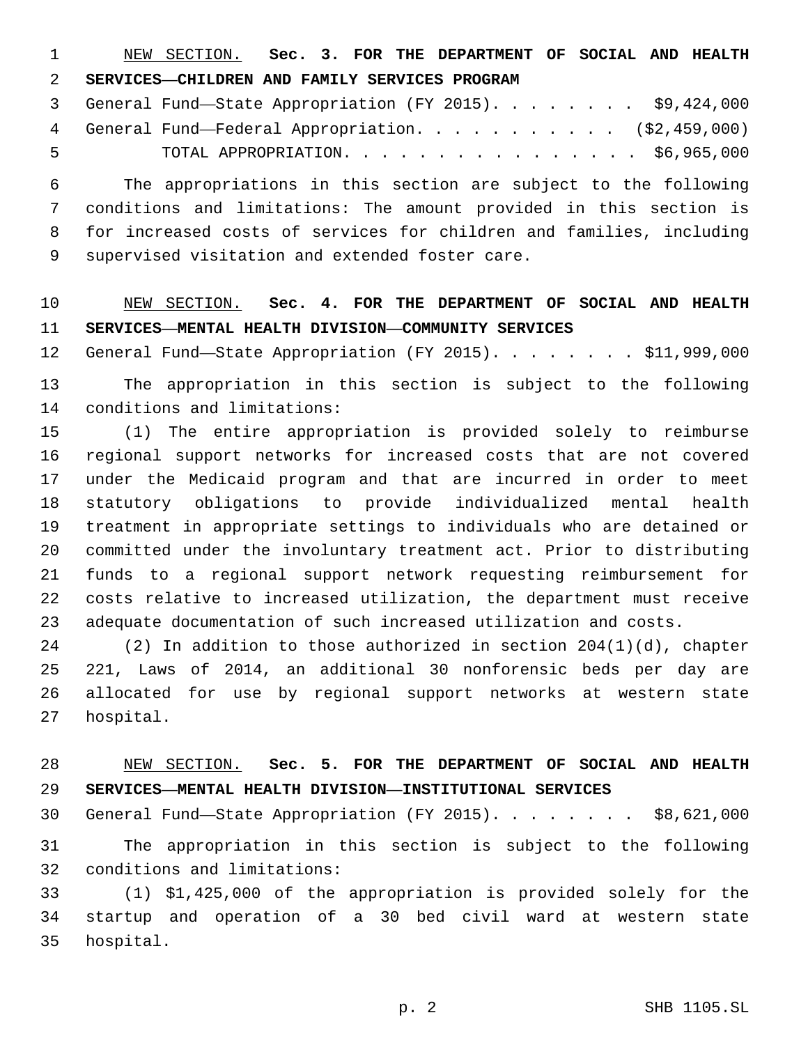NEW SECTION. **Sec. 3. FOR THE DEPARTMENT OF SOCIAL AND HEALTH SERVICES—CHILDREN AND FAMILY SERVICES PROGRAM**

General Fund—State Appropriation (FY 2015). . . . . . . . $9,424,000
General Fund—Federal Appropriation. . . . . . . . . . . . ($2,459,000)
TOTAL APPROPRIATION. . . . . . . . . . . . . . . . $6,965,000

The appropriations in this section are subject to the following conditions and limitations: The amount provided in this section is for increased costs of services for children and families, including supervised visitation and extended foster care.

NEW SECTION. **Sec. 4. FOR THE DEPARTMENT OF SOCIAL AND HEALTH SERVICES—MENTAL HEALTH DIVISION—COMMUNITY SERVICES**

General Fund—State Appropriation (FY 2015). . . . . . . . $11,999,000

The appropriation in this section is subject to the following conditions and limitations:

(1) The entire appropriation is provided solely to reimburse regional support networks for increased costs that are not covered under the Medicaid program and that are incurred in order to meet statutory obligations to provide individualized mental health treatment in appropriate settings to individuals who are detained or committed under the involuntary treatment act. Prior to distributing funds to a regional support network requesting reimbursement for costs relative to increased utilization, the department must receive adequate documentation of such increased utilization and costs.

(2) In addition to those authorized in section 204(1)(d), chapter 221, Laws of 2014, an additional 30 nonforensic beds per day are allocated for use by regional support networks at western state hospital.

NEW SECTION. **Sec. 5. FOR THE DEPARTMENT OF SOCIAL AND HEALTH SERVICES—MENTAL HEALTH DIVISION—INSTITUTIONAL SERVICES**

General Fund—State Appropriation (FY 2015). . . . . . . . $8,621,000

The appropriation in this section is subject to the following conditions and limitations:

(1) $1,425,000 of the appropriation is provided solely for the startup and operation of a 30 bed civil ward at western state hospital.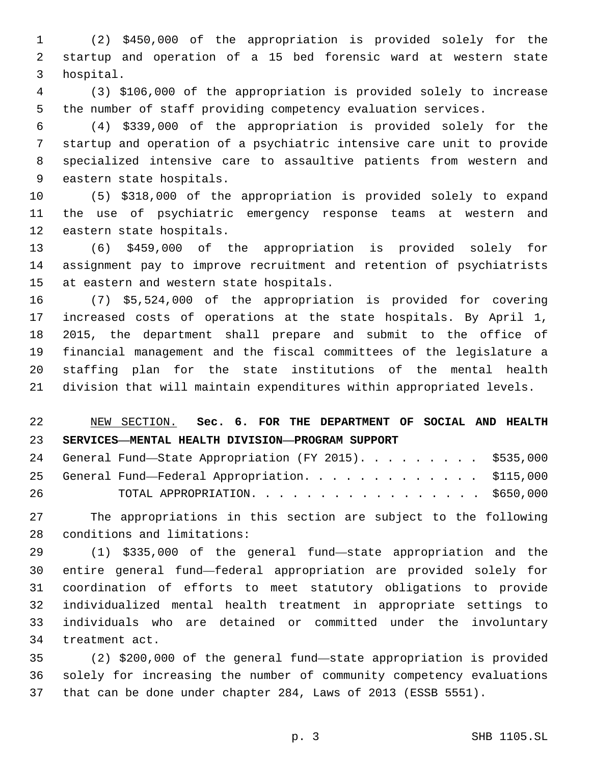(2) $450,000 of the appropriation is provided solely for the startup and operation of a 15 bed forensic ward at western state hospital.

(3) $106,000 of the appropriation is provided solely to increase the number of staff providing competency evaluation services.

(4) $339,000 of the appropriation is provided solely for the startup and operation of a psychiatric intensive care unit to provide specialized intensive care to assaultive patients from western and eastern state hospitals.

(5) $318,000 of the appropriation is provided solely to expand the use of psychiatric emergency response teams at western and eastern state hospitals.

(6) $459,000 of the appropriation is provided solely for assignment pay to improve recruitment and retention of psychiatrists at eastern and western state hospitals.

(7) $5,524,000 of the appropriation is provided for covering increased costs of operations at the state hospitals. By April 1, 2015, the department shall prepare and submit to the office of financial management and the fiscal committees of the legislature a staffing plan for the state institutions of the mental health division that will maintain expenditures within appropriated levels.

NEW SECTION. **Sec. 6. FOR THE DEPARTMENT OF SOCIAL AND HEALTH SERVICES—MENTAL HEALTH DIVISION—PROGRAM SUPPORT**

| | |
|---|---|
| General Fund—State Appropriation (FY 2015). . . . . . . . . | $535,000 |
| General Fund—Federal Appropriation. . . . . . . . . . . . . | $115,000 |
| TOTAL APPROPRIATION. . . . . . . . . . . . . . . . . | $650,000 |

The appropriations in this section are subject to the following conditions and limitations:

(1) $335,000 of the general fund—state appropriation and the entire general fund—federal appropriation are provided solely for coordination of efforts to meet statutory obligations to provide individualized mental health treatment in appropriate settings to individuals who are detained or committed under the involuntary treatment act.

(2) $200,000 of the general fund—state appropriation is provided solely for increasing the number of community competency evaluations that can be done under chapter 284, Laws of 2013 (ESSB 5551).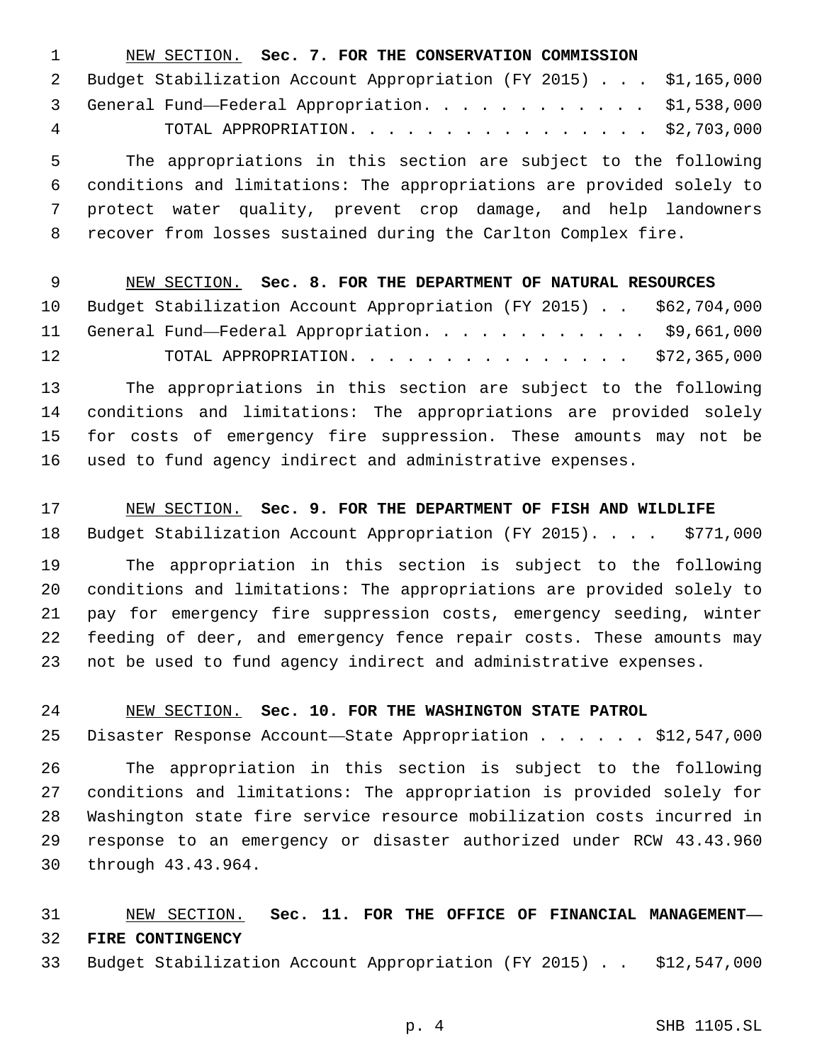NEW SECTION. **Sec. 7. FOR THE CONSERVATION COMMISSION**

| | |
|---|---|
| Budget Stabilization Account Appropriation (FY 2015) . . . | $1,165,000 |
| General Fund—Federal Appropriation. . . . . . . . . . . . | $1,538,000 |
| TOTAL APPROPRIATION. . . . . . . . . . . . . . . . | $2,703,000 |

The appropriations in this section are subject to the following conditions and limitations: The appropriations are provided solely to protect water quality, prevent crop damage, and help landowners recover from losses sustained during the Carlton Complex fire.

NEW SECTION. **Sec. 8. FOR THE DEPARTMENT OF NATURAL RESOURCES**

| | |
|---|---|
| Budget Stabilization Account Appropriation (FY 2015) . . | $62,704,000 |
| General Fund—Federal Appropriation. . . . . . . . . . . . | $9,661,000 |
| TOTAL APPROPRIATION. . . . . . . . . . . . . . . | $72,365,000 |

The appropriations in this section are subject to the following conditions and limitations: The appropriations are provided solely for costs of emergency fire suppression. These amounts may not be used to fund agency indirect and administrative expenses.

NEW SECTION. **Sec. 9. FOR THE DEPARTMENT OF FISH AND WILDLIFE**

| | |
|---|---|
| Budget Stabilization Account Appropriation (FY 2015). . . . | $771,000 |

The appropriation in this section is subject to the following conditions and limitations: The appropriations are provided solely to pay for emergency fire suppression costs, emergency seeding, winter feeding of deer, and emergency fence repair costs. These amounts may not be used to fund agency indirect and administrative expenses.

NEW SECTION. **Sec. 10. FOR THE WASHINGTON STATE PATROL**

| | |
|---|---|
| Disaster Response Account—State Appropriation . . . . . . | $12,547,000 |

The appropriation in this section is subject to the following conditions and limitations: The appropriation is provided solely for Washington state fire service resource mobilization costs incurred in response to an emergency or disaster authorized under RCW 43.43.960 through 43.43.964.

NEW SECTION. **Sec. 11. FOR THE OFFICE OF FINANCIAL MANAGEMENT— FIRE CONTINGENCY**

| | |
|---|---|
| Budget Stabilization Account Appropriation (FY 2015) . . | $12,547,000 |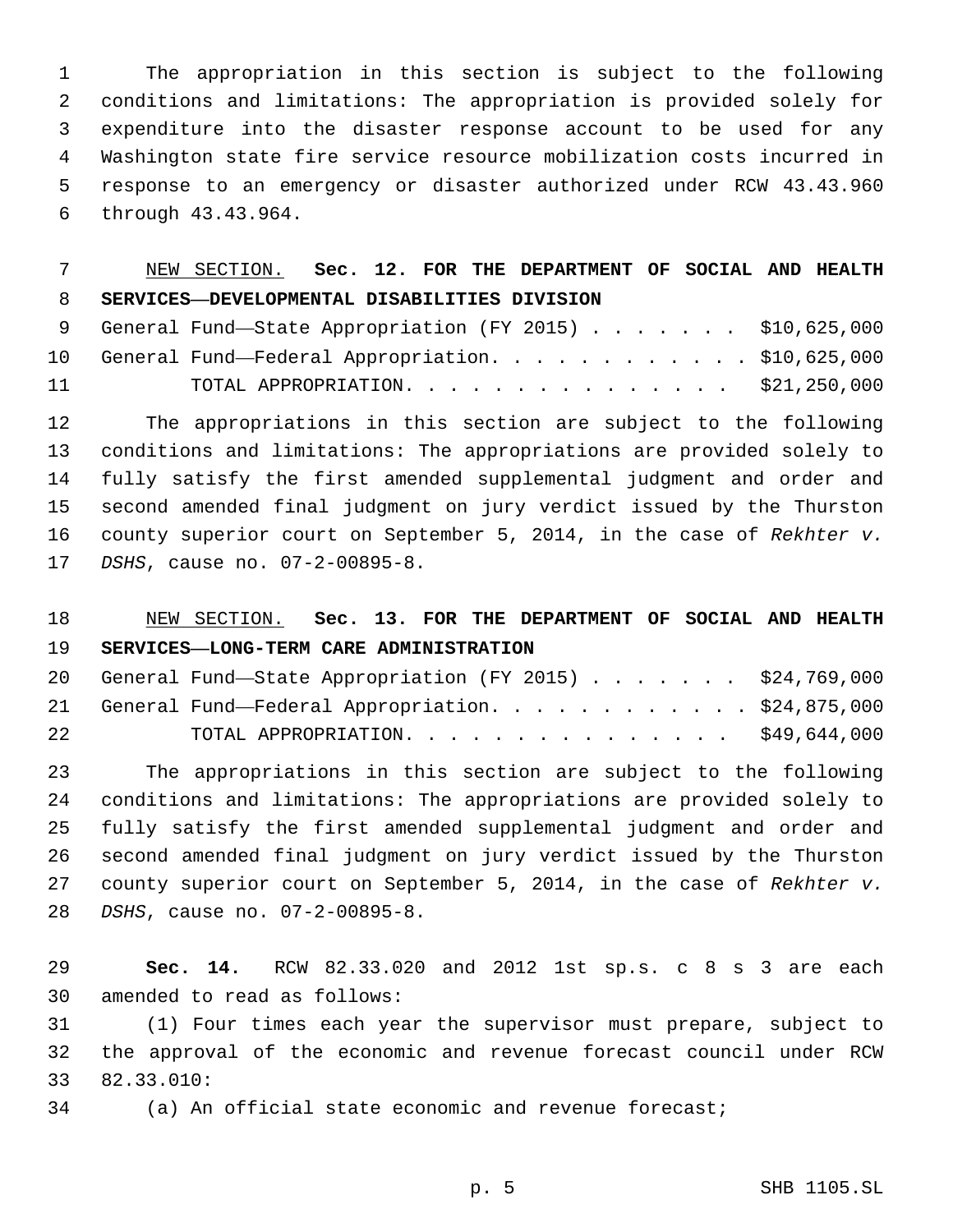The appropriation in this section is subject to the following conditions and limitations: The appropriation is provided solely for expenditure into the disaster response account to be used for any Washington state fire service resource mobilization costs incurred in response to an emergency or disaster authorized under RCW 43.43.960 through 43.43.964.

NEW SECTION. **Sec. 12. FOR THE DEPARTMENT OF SOCIAL AND HEALTH SERVICES—DEVELOPMENTAL DISABILITIES DIVISION**

| | |
|---|---|
| General Fund—State Appropriation (FY 2015) | $10,625,000 |
| General Fund—Federal Appropriation | $10,625,000 |
| TOTAL APPROPRIATION | $21,250,000 |

The appropriations in this section are subject to the following conditions and limitations: The appropriations are provided solely to fully satisfy the first amended supplemental judgment and order and second amended final judgment on jury verdict issued by the Thurston county superior court on September 5, 2014, in the case of *Rekhter v. DSHS*, cause no. 07-2-00895-8.

NEW SECTION. **Sec. 13. FOR THE DEPARTMENT OF SOCIAL AND HEALTH SERVICES—LONG-TERM CARE ADMINISTRATION**

| | |
|---|---|
| General Fund—State Appropriation (FY 2015) | $24,769,000 |
| General Fund—Federal Appropriation | $24,875,000 |
| TOTAL APPROPRIATION | $49,644,000 |

The appropriations in this section are subject to the following conditions and limitations: The appropriations are provided solely to fully satisfy the first amended supplemental judgment and order and second amended final judgment on jury verdict issued by the Thurston county superior court on September 5, 2014, in the case of *Rekhter v. DSHS*, cause no. 07-2-00895-8.

**Sec. 14.** RCW 82.33.020 and 2012 1st sp.s. c 8 s 3 are each amended to read as follows:

(1) Four times each year the supervisor must prepare, subject to the approval of the economic and revenue forecast council under RCW 82.33.010:

(a) An official state economic and revenue forecast;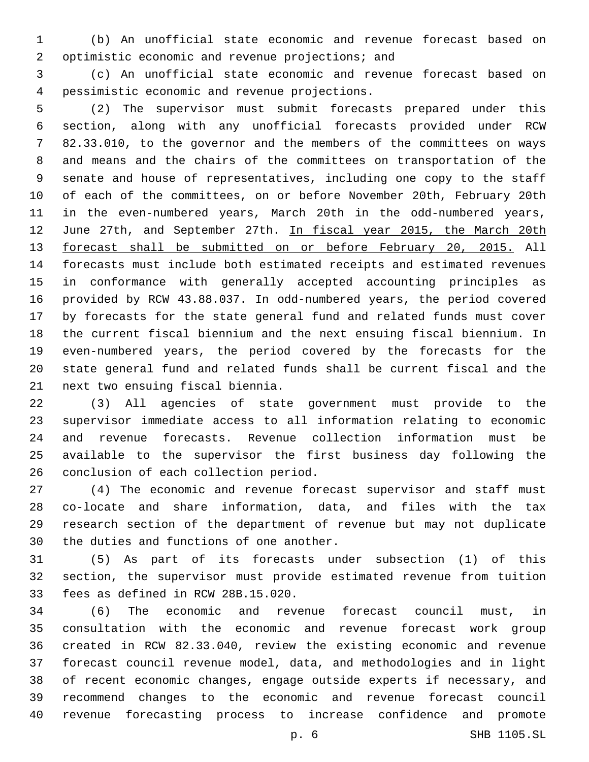(b) An unofficial state economic and revenue forecast based on optimistic economic and revenue projections; and

(c) An unofficial state economic and revenue forecast based on pessimistic economic and revenue projections.

(2) The supervisor must submit forecasts prepared under this section, along with any unofficial forecasts provided under RCW 82.33.010, to the governor and the members of the committees on ways and means and the chairs of the committees on transportation of the senate and house of representatives, including one copy to the staff of each of the committees, on or before November 20th, February 20th in the even-numbered years, March 20th in the odd-numbered years, June 27th, and September 27th. <u>In fiscal year 2015, the March 20th forecast shall be submitted on or before February 20, 2015.</u> All forecasts must include both estimated receipts and estimated revenues in conformance with generally accepted accounting principles as provided by RCW 43.88.037. In odd-numbered years, the period covered by forecasts for the state general fund and related funds must cover the current fiscal biennium and the next ensuing fiscal biennium. In even-numbered years, the period covered by the forecasts for the state general fund and related funds shall be current fiscal and the next two ensuing fiscal biennia.

(3) All agencies of state government must provide to the supervisor immediate access to all information relating to economic and revenue forecasts. Revenue collection information must be available to the supervisor the first business day following the conclusion of each collection period.

(4) The economic and revenue forecast supervisor and staff must co-locate and share information, data, and files with the tax research section of the department of revenue but may not duplicate the duties and functions of one another.

(5) As part of its forecasts under subsection (1) of this section, the supervisor must provide estimated revenue from tuition fees as defined in RCW 28B.15.020.

(6) The economic and revenue forecast council must, in consultation with the economic and revenue forecast work group created in RCW 82.33.040, review the existing economic and revenue forecast council revenue model, data, and methodologies and in light of recent economic changes, engage outside experts if necessary, and recommend changes to the economic and revenue forecast council revenue forecasting process to increase confidence and promote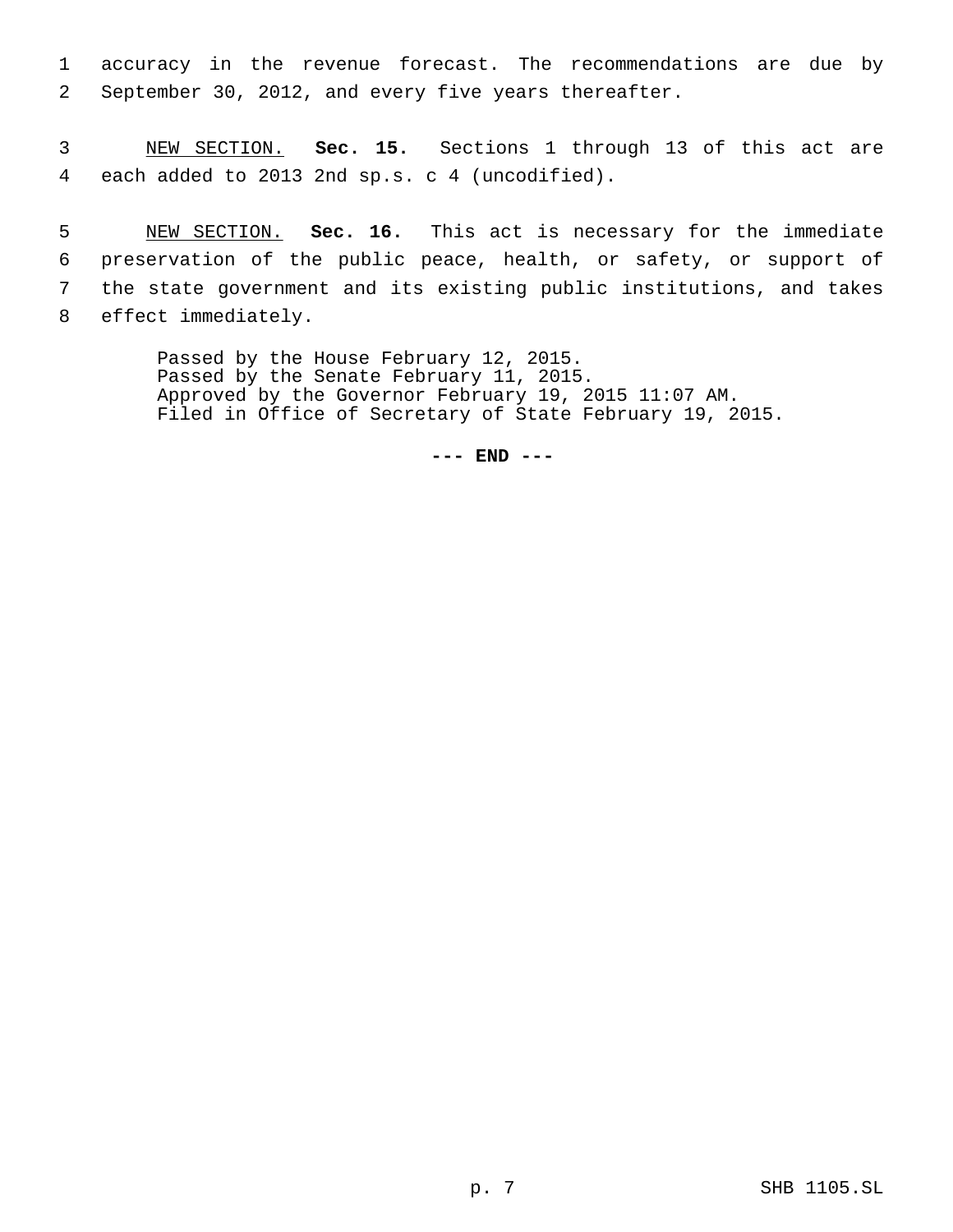accuracy in the revenue forecast. The recommendations are due by September 30, 2012, and every five years thereafter.

NEW SECTION. **Sec. 15.** Sections 1 through 13 of this act are each added to 2013 2nd sp.s. c 4 (uncodified).

NEW SECTION. **Sec. 16.** This act is necessary for the immediate preservation of the public peace, health, or safety, or support of the state government and its existing public institutions, and takes effect immediately.

Passed by the House February 12, 2015.
Passed by the Senate February 11, 2015.
Approved by the Governor February 19, 2015 11:07 AM.
Filed in Office of Secretary of State February 19, 2015.

**--- END ---**